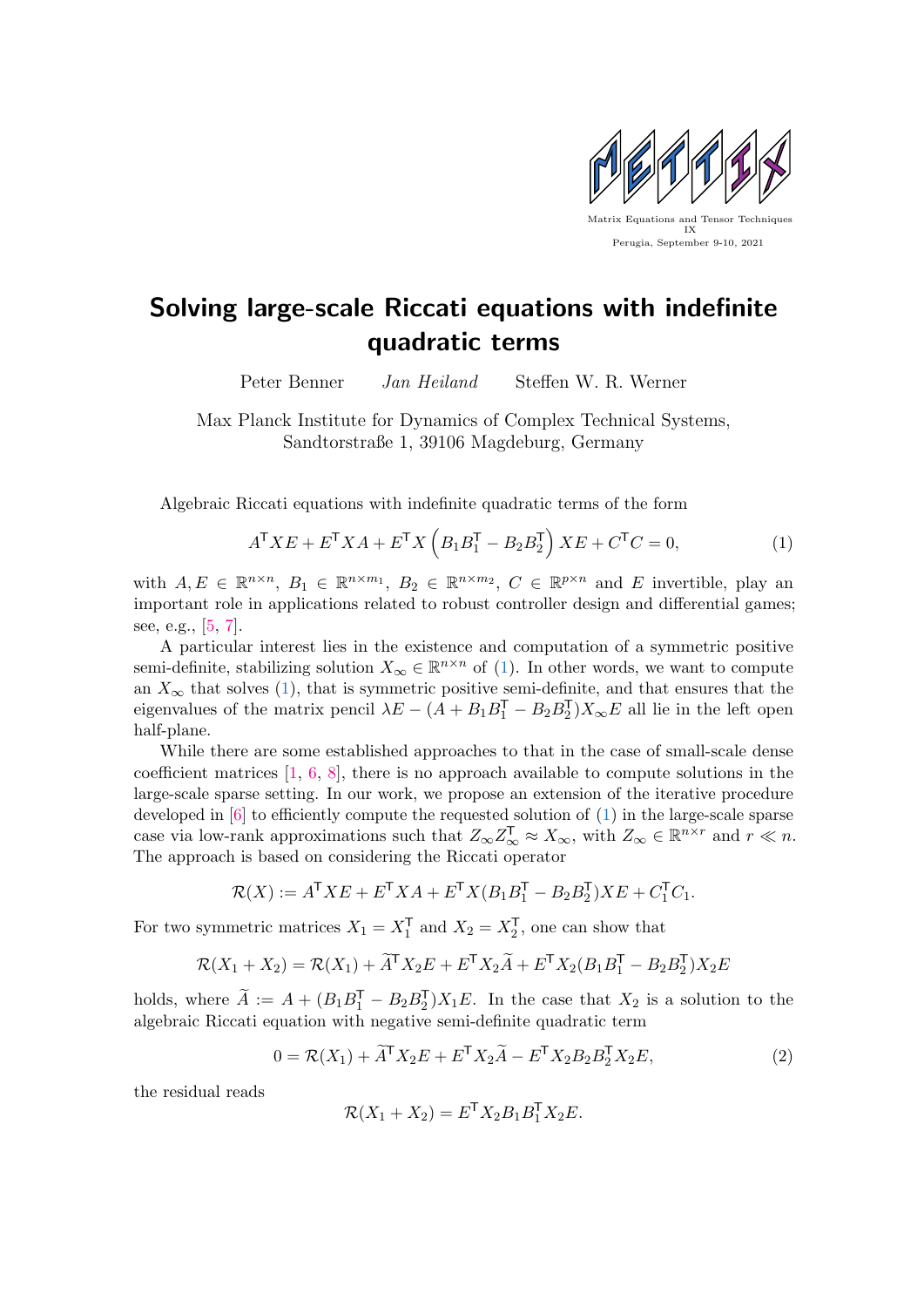Matrix Equations and Tensor Techniques IX
Perugia, September 9-10, 2021

# Solving large-scale Riccati equations with indefinite quadratic terms

Peter Benner &nbsp;&nbsp;&nbsp; *Jan Heiland* &nbsp;&nbsp;&nbsp; Steffen W. R. Werner

Max Planck Institute for Dynamics of Complex Technical Systems,
Sandtorstraße 1, 39106 Magdeburg, Germany

Algebraic Riccati equations with indefinite quadratic terms of the form

$$A^{\mathsf{T}}XE + E^{\mathsf{T}}XA + E^{\mathsf{T}}X\left(B_1B_1^{\mathsf{T}} - B_2B_2^{\mathsf{T}}\right)XE + C^{\mathsf{T}}C = 0, \tag{1}$$

with $A, E \in \mathbb{R}^{n\times n}$, $B_1 \in \mathbb{R}^{n\times m_1}$, $B_2 \in \mathbb{R}^{n\times m_2}$, $C \in \mathbb{R}^{p\times n}$ and $E$ invertible, play an important role in applications related to robust controller design and differential games; see, e.g., [5, 7].

A particular interest lies in the existence and computation of a symmetric positive semi-definite, stabilizing solution $X_\infty \in \mathbb{R}^{n\times n}$ of (1). In other words, we want to compute an $X_\infty$ that solves (1), that is symmetric positive semi-definite, and that ensures that the eigenvalues of the matrix pencil $\lambda E - (A + B_1B_1^{\mathsf{T}} - B_2B_2^{\mathsf{T}})X_\infty E$ all lie in the left open half-plane.

While there are some established approaches to that in the case of small-scale dense coefficient matrices [1, 6, 8], there is no approach available to compute solutions in the large-scale sparse setting. In our work, we propose an extension of the iterative procedure developed in [6] to efficiently compute the requested solution of (1) in the large-scale sparse case via low-rank approximations such that $Z_\infty Z_\infty^{\mathsf{T}} \approx X_\infty$, with $Z_\infty \in \mathbb{R}^{n\times r}$ and $r \ll n$. The approach is based on considering the Riccati operator

$$\mathcal{R}(X) := A^{\mathsf{T}}XE + E^{\mathsf{T}}XA + E^{\mathsf{T}}X(B_1B_1^{\mathsf{T}} - B_2B_2^{\mathsf{T}})XE + C_1^{\mathsf{T}}C_1.$$

For two symmetric matrices $X_1 = X_1^{\mathsf{T}}$ and $X_2 = X_2^{\mathsf{T}}$, one can show that

$$\mathcal{R}(X_1 + X_2) = \mathcal{R}(X_1) + \widetilde{A}^{\mathsf{T}}X_2E + E^{\mathsf{T}}X_2\widetilde{A} + E^{\mathsf{T}}X_2(B_1B_1^{\mathsf{T}} - B_2B_2^{\mathsf{T}})X_2E$$

holds, where $\widetilde{A} := A + (B_1B_1^{\mathsf{T}} - B_2B_2^{\mathsf{T}})X_1E$. In the case that $X_2$ is a solution to the algebraic Riccati equation with negative semi-definite quadratic term

$$0 = \mathcal{R}(X_1) + \widetilde{A}^{\mathsf{T}}X_2E + E^{\mathsf{T}}X_2\widetilde{A} - E^{\mathsf{T}}X_2B_2B_2^{\mathsf{T}}X_2E, \tag{2}$$

the residual reads

$$\mathcal{R}(X_1 + X_2) = E^{\mathsf{T}}X_2B_1B_1^{\mathsf{T}}X_2E.$$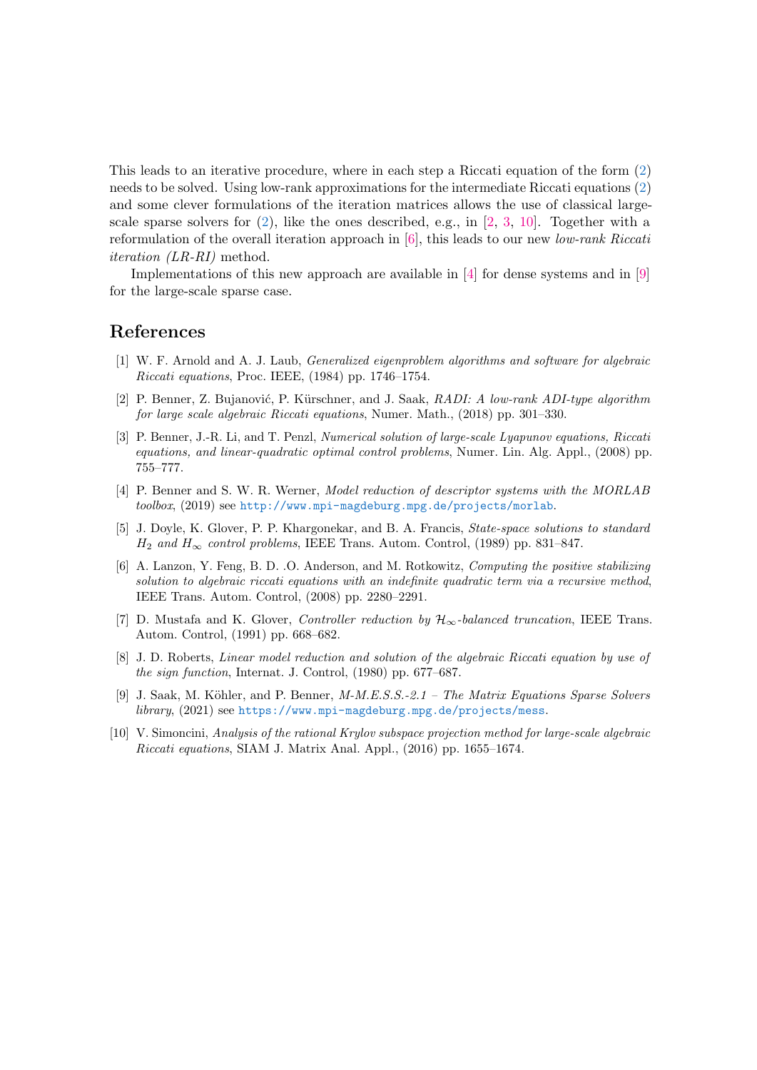This leads to an iterative procedure, where in each step a Riccati equation of the form (2) needs to be solved. Using low-rank approximations for the intermediate Riccati equations (2) and some clever formulations of the iteration matrices allows the use of classical large-scale sparse solvers for (2), like the ones described, e.g., in [2, 3, 10]. Together with a reformulation of the overall iteration approach in [6], this leads to our new *low-rank Riccati iteration (LR-RI)* method.

Implementations of this new approach are available in [4] for dense systems and in [9] for the large-scale sparse case.

## References

[1] W. F. Arnold and A. J. Laub, *Generalized eigenproblem algorithms and software for algebraic Riccati equations*, Proc. IEEE, (1984) pp. 1746–1754.

[2] P. Benner, Z. Bujanović, P. Kürschner, and J. Saak, *RADI: A low-rank ADI-type algorithm for large scale algebraic Riccati equations*, Numer. Math., (2018) pp. 301–330.

[3] P. Benner, J.-R. Li, and T. Penzl, *Numerical solution of large-scale Lyapunov equations, Riccati equations, and linear-quadratic optimal control problems*, Numer. Lin. Alg. Appl., (2008) pp. 755–777.

[4] P. Benner and S. W. R. Werner, *Model reduction of descriptor systems with the MORLAB toolbox*, (2019) see http://www.mpi-magdeburg.mpg.de/projects/morlab.

[5] J. Doyle, K. Glover, P. P. Khargonekar, and B. A. Francis, *State-space solutions to standard $H_2$ and $H_\infty$ control problems*, IEEE Trans. Autom. Control, (1989) pp. 831–847.

[6] A. Lanzon, Y. Feng, B. D. .O. Anderson, and M. Rotkowitz, *Computing the positive stabilizing solution to algebraic riccati equations with an indefinite quadratic term via a recursive method*, IEEE Trans. Autom. Control, (2008) pp. 2280–2291.

[7] D. Mustafa and K. Glover, *Controller reduction by $\mathcal{H}_\infty$-balanced truncation*, IEEE Trans. Autom. Control, (1991) pp. 668–682.

[8] J. D. Roberts, *Linear model reduction and solution of the algebraic Riccati equation by use of the sign function*, Internat. J. Control, (1980) pp. 677–687.

[9] J. Saak, M. Köhler, and P. Benner, *M-M.E.S.S.-2.1 – The Matrix Equations Sparse Solvers library*, (2021) see https://www.mpi-magdeburg.mpg.de/projects/mess.

[10] V. Simoncini, *Analysis of the rational Krylov subspace projection method for large-scale algebraic Riccati equations*, SIAM J. Matrix Anal. Appl., (2016) pp. 1655–1674.